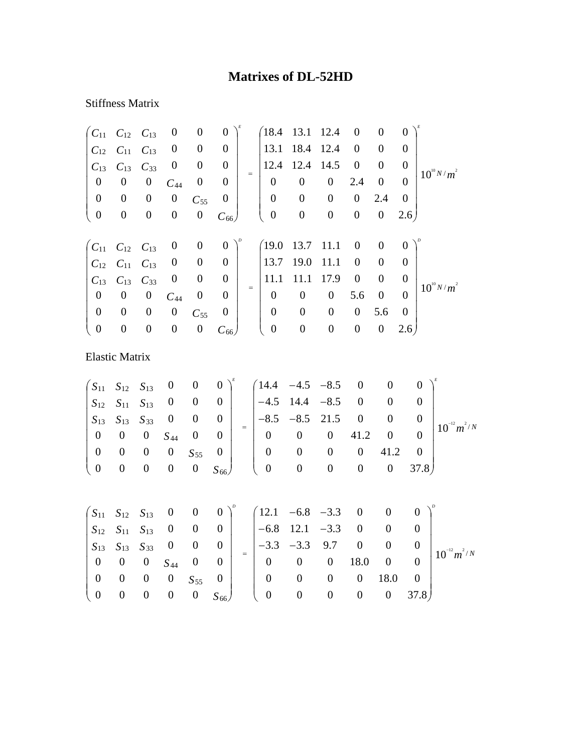# Matrixes of DL-52HD

Stiffness Matrix

$$
\begin{pmatrix} C_{11} & C_{12} & C_{13} & 0 & 0 & 0 \\ C_{12} & C_{11} & C_{13} & 0 & 0 & 0 \\ C_{13} & C_{13} & C_{33} & 0 & 0 & 0 \\ 0 & 0 & 0 & C_{44} & 0 & 0 \\ 0 & 0 & 0 & 0 & C_{55} & 0 \\ 0 & 0 & 0 & 0 & 0 & C_{66} \end{pmatrix}^{E} = \begin{pmatrix} 18.4 & 13.1 & 12.4 & 0 & 0 & 0 \\ 13.1 & 18.4 & 12.4 & 0 & 0 & 0 \\ 12.4 & 12.4 & 14.5 & 0 & 0 & 0 \\ 0 & 0 & 0 & 2.4 & 0 & 0 \\ 0 & 0 & 0 & 0 & 2.4 & 0 \\ 0 & 0 & 0 & 0 & 0 & 2.6 \end{pmatrix}^{E} 10^{10} N/m^{2}
$$

$$
\begin{pmatrix} C_{11} & C_{12} & C_{13} & 0 & 0 & 0 \\ C_{12} & C_{11} & C_{13} & 0 & 0 & 0 \\ C_{13} & C_{13} & C_{33} & 0 & 0 & 0 \\ 0 & 0 & 0 & C_{44} & 0 & 0 \\ 0 & 0 & 0 & 0 & C_{55} & 0 \\ 0 & 0 & 0 & 0 & 0 & C_{66} \end{pmatrix}^{D} = \begin{pmatrix} 19.0 & 13.7 & 11.1 & 0 & 0 & 0 \\ 13.7 & 19.0 & 11.1 & 0 & 0 & 0 \\ 11.1 & 11.1 & 17.9 & 0 & 0 & 0 \\ 0 & 0 & 0 & 5.6 & 0 & 0 \\ 0 & 0 & 0 & 0 & 5.6 & 0 \\ 0 & 0 & 0 & 0 & 0 & 2.6 \end{pmatrix}^{D} 10^{10} N/m^{2}
$$

Elastic Matrix

$$
\begin{pmatrix} S_{11} & S_{12} & S_{13} & 0 & 0 & 0 \\ S_{12} & S_{11} & S_{13} & 0 & 0 & 0 \\ S_{13} & S_{13} & S_{33} & 0 & 0 & 0 \\ 0 & 0 & 0 & S_{44} & 0 & 0 \\ 0 & 0 & 0 & 0 & S_{55} & 0 \\ 0 & 0 & 0 & 0 & 0 & S_{66} \end{pmatrix}^{E} = \begin{pmatrix} 14.4 & -4.5 & -8.5 & 0 & 0 & 0 \\ -4.5 & 14.4 & -8.5 & 0 & 0 & 0 \\ -8.5 & -8.5 & 21.5 & 0 & 0 & 0 \\ 0 & 0 & 0 & 41.2 & 0 & 0 \\ 0 & 0 & 0 & 0 & 41.2 & 0 \\ 0 & 0 & 0 & 0 & 0 & 37.8 \end{pmatrix}^{E} 10^{-12} m^{2}/N
$$

$$
\begin{pmatrix} S_{11} & S_{12} & S_{13} & 0 & 0 & 0 \\ S_{12} & S_{11} & S_{13} & 0 & 0 & 0 \\ S_{13} & S_{13} & S_{33} & 0 & 0 & 0 \\ 0 & 0 & 0 & S_{44} & 0 & 0 \\ 0 & 0 & 0 & 0 & S_{55} & 0 \\ 0 & 0 & 0 & 0 & 0 & S_{66} \end{pmatrix}^{D} = \begin{pmatrix} 12.1 & -6.8 & -3.3 & 0 & 0 & 0 \\ -6.8 & 12.1 & -3.3 & 0 & 0 & 0 \\ -3.3 & -3.3 & 9.7 & 0 & 0 & 0 \\ 0 & 0 & 0 & 18.0 & 0 & 0 \\ 0 & 0 & 0 & 0 & 18.0 & 0 \\ 0 & 0 & 0 & 0 & 0 & 37.8 \end{pmatrix}^{D} 10^{-12} m^{2}/N
$$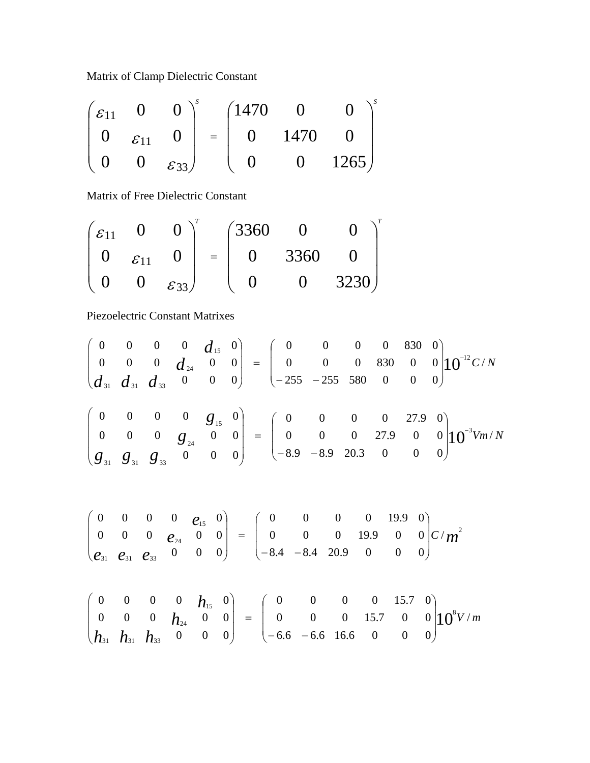Matrix of Clamp Dielectric Constant

$$\begin{pmatrix} \varepsilon_{11} & 0 & 0 \\ 0 & \varepsilon_{11} & 0 \\ 0 & 0 & \varepsilon_{33} \end{pmatrix}^S = \begin{pmatrix} 1470 & 0 & 0 \\ 0 & 1470 & 0 \\ 0 & 0 & 1265 \end{pmatrix}^S$$

Matrix of Free Dielectric Constant

$$\begin{pmatrix} \varepsilon_{11} & 0 & 0 \\ 0 & \varepsilon_{11} & 0 \\ 0 & 0 & \varepsilon_{33} \end{pmatrix}^T = \begin{pmatrix} 3360 & 0 & 0 \\ 0 & 3360 & 0 \\ 0 & 0 & 3230 \end{pmatrix}^T$$

Piezoelectric Constant Matrixes

$$\begin{pmatrix} 0 & 0 & 0 & 0 & d_{15} & 0 \\ 0 & 0 & 0 & d_{24} & 0 & 0 \\ d_{31} & d_{31} & d_{33} & 0 & 0 & 0 \end{pmatrix} = \begin{pmatrix} 0 & 0 & 0 & 0 & 830 & 0 \\ 0 & 0 & 0 & 830 & 0 & 0 \\ -255 & -255 & 580 & 0 & 0 & 0 \end{pmatrix} 10^{-12} C/N$$

$$\begin{pmatrix} 0 & 0 & 0 & 0 & g_{15} & 0 \\ 0 & 0 & 0 & g_{24} & 0 & 0 \\ g_{31} & g_{31} & g_{33} & 0 & 0 & 0 \end{pmatrix} = \begin{pmatrix} 0 & 0 & 0 & 0 & 27.9 & 0 \\ 0 & 0 & 0 & 27.9 & 0 & 0 \\ -8.9 & -8.9 & 20.3 & 0 & 0 & 0 \end{pmatrix} 10^{-3} Vm/N$$

$$\begin{pmatrix} 0 & 0 & 0 & 0 & e_{15} & 0 \\ 0 & 0 & 0 & e_{24} & 0 & 0 \\ e_{31} & e_{31} & e_{33} & 0 & 0 & 0 \end{pmatrix} = \begin{pmatrix} 0 & 0 & 0 & 0 & 19.9 & 0 \\ 0 & 0 & 0 & 19.9 & 0 & 0 \\ -8.4 & -8.4 & 20.9 & 0 & 0 & 0 \end{pmatrix} C/m^2$$

$$\begin{pmatrix} 0 & 0 & 0 & 0 & h_{15} & 0 \\ 0 & 0 & 0 & h_{24} & 0 & 0 \\ h_{31} & h_{31} & h_{33} & 0 & 0 & 0 \end{pmatrix} = \begin{pmatrix} 0 & 0 & 0 & 0 & 15.7 & 0 \\ 0 & 0 & 0 & 15.7 & 0 & 0 \\ -6.6 & -6.6 & 16.6 & 0 & 0 & 0 \end{pmatrix} 10^{8} V/m$$